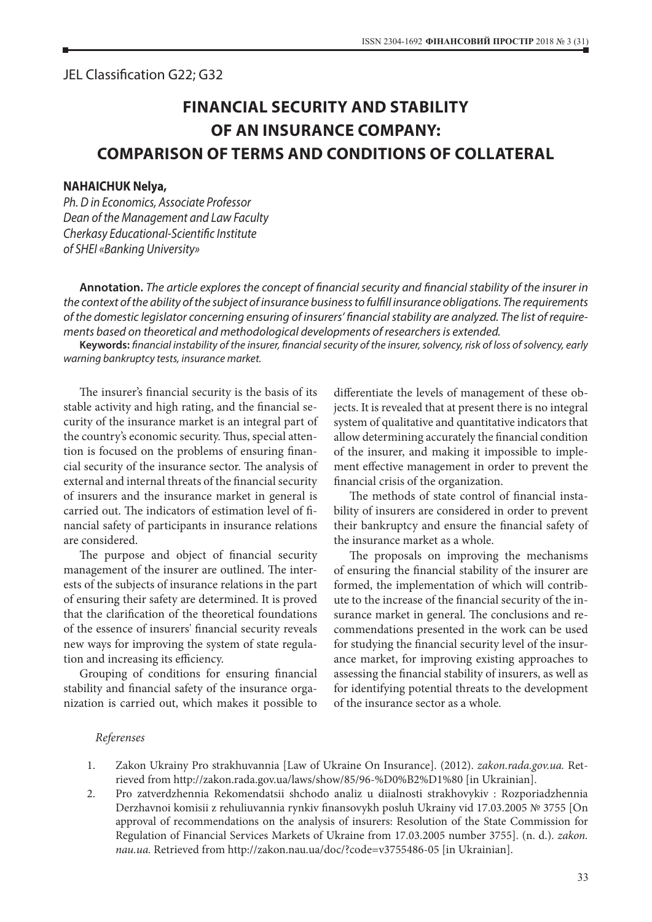JEL Classification G22; G32

# FINANCIAL SECURITY AND STABILITY OF AN INSURANCE COMPANY: COMPARISON OF TERMS AND CONDITIONS OF COLLATERAL

**NAHAICHUK Nelya,**
*Ph. D in Economics, Associate Professor*
*Dean of the Management and Law Faculty*
*Cherkasy Educational-Scientific Institute*
*of SHEI «Banking University»*

**Annotation.** *The article explores the concept of financial security and financial stability of the insurer in the context of the ability of the subject of insurance business to fulfill insurance obligations. The requirements of the domestic legislator concerning ensuring of insurers' financial stability are analyzed. The list of requirements based on theoretical and methodological developments of researchers is extended.*

**Keywords:** *financial instability of the insurer, financial security of the insurer, solvency, risk of loss of solvency, early warning bankruptcy tests, insurance market.*

The insurer's financial security is the basis of its stable activity and high rating, and the financial security of the insurance market is an integral part of the country's economic security. Thus, special attention is focused on the problems of ensuring financial security of the insurance sector. The analysis of external and internal threats of the financial security of insurers and the insurance market in general is carried out. The indicators of estimation level of financial safety of participants in insurance relations are considered.

The purpose and object of financial security management of the insurer are outlined. The interests of the subjects of insurance relations in the part of ensuring their safety are determined. It is proved that the clarification of the theoretical foundations of the essence of insurers' financial security reveals new ways for improving the system of state regulation and increasing its efficiency.

Grouping of conditions for ensuring financial stability and financial safety of the insurance organization is carried out, which makes it possible to differentiate the levels of management of these objects. It is revealed that at present there is no integral system of qualitative and quantitative indicators that allow determining accurately the financial condition of the insurer, and making it impossible to implement effective management in order to prevent the financial crisis of the organization.

The methods of state control of financial instability of insurers are considered in order to prevent their bankruptcy and ensure the financial safety of the insurance market as a whole.

The proposals on improving the mechanisms of ensuring the financial stability of the insurer are formed, the implementation of which will contribute to the increase of the financial security of the insurance market in general. The conclusions and recommendations presented in the work can be used for studying the financial security level of the insurance market, for improving existing approaches to assessing the financial stability of insurers, as well as for identifying potential threats to the development of the insurance sector as a whole.

*Referenses*

1. Zakon Ukrainy Pro strakhuvannia [Law of Ukraine On Insurance]. (2012). *zakon.rada.gov.ua.* Retrieved from http://zakon.rada.gov.ua/laws/show/85/96-%D0%B2%D1%80 [in Ukrainian].
2. Pro zatverdzhennia Rekomendatsii shchodo analiz u diialnosti strakhovykiv : Rozporiadzhennia Derzhavnoi komisii z rehuliuvannia rynkiv finansovykh posluh Ukrainy vid 17.03.2005 № 3755 [On approval of recommendations on the analysis of insurers: Resolution of the State Commission for Regulation of Financial Services Markets of Ukraine from 17.03.2005 number 3755]. (n. d.). *zakon.nau.ua.* Retrieved from http://zakon.nau.ua/doc/?code=v3755486-05 [in Ukrainian].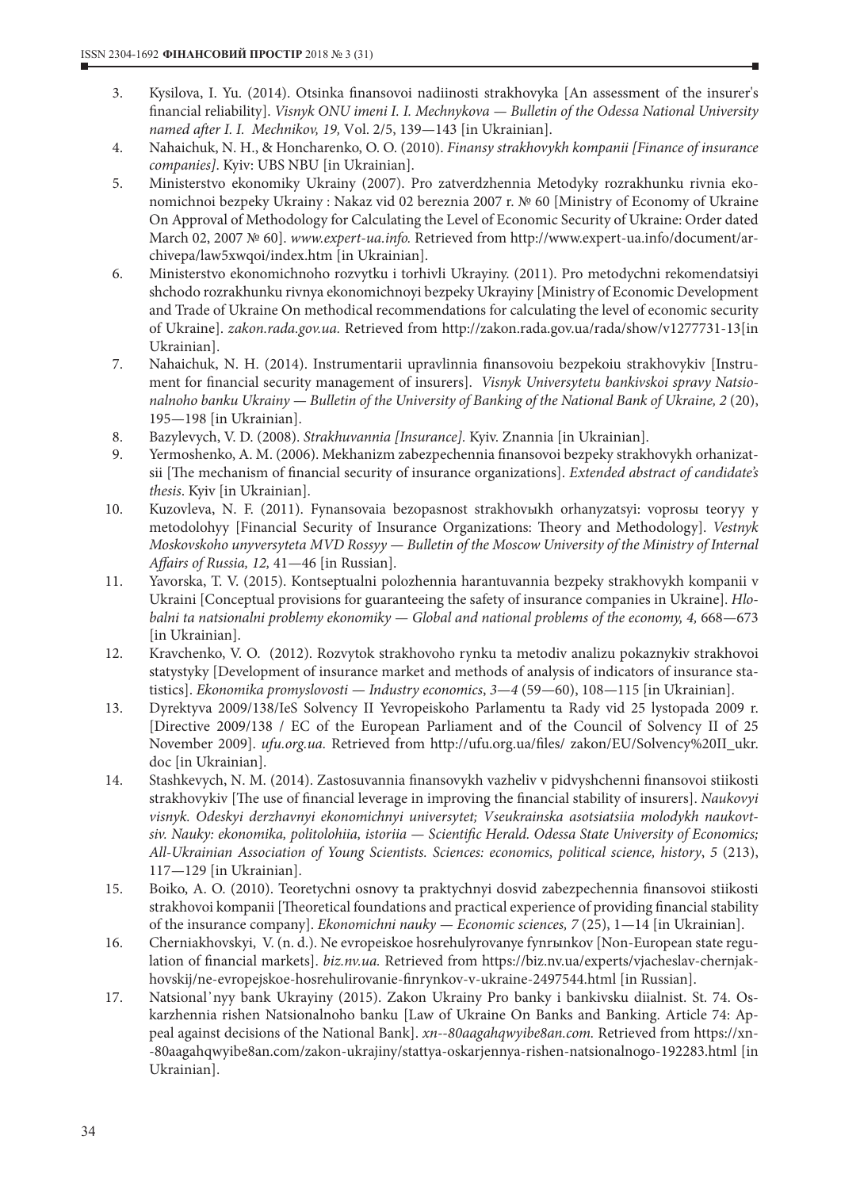3. Kysilova, I. Yu. (2014). Otsinka finansovoi nadiinosti strakhovyka [An assessment of the insurer's financial reliability]. *Visnyk ONU imeni I. I. Mechnykova — Bulletin of the Odessa National University named after I. I. Mechnikov, 19,* Vol. 2/5, 139—143 [in Ukrainian].
4. Nahaichuk, N. H., & Honcharenko, O. O. (2010). *Finansy strakhovykh kompanii [Finance of insurance companies]*. Kyiv: UBS NBU [in Ukrainian].
5. Ministerstvo ekonomiky Ukrainy (2007). Pro zatverdzhennia Metodyky rozrakhunku rivnia ekonomichnoi bezpeky Ukrainy : Nakaz vid 02 bereznia 2007 r. № 60 [Ministry of Economy of Ukraine On Approval of Methodology for Calculating the Level of Economic Security of Ukraine: Order dated March 02, 2007 № 60]. *www.expert-ua.info.* Retrieved from http://www.expert-ua.info/document/archivepa/law5xwqoi/index.htm [in Ukrainian].
6. Ministerstvo ekonomichnoho rozvytku i torhivli Ukrayiny. (2011). Pro metodychni rekomendatsiyi shchodo rozrakhunku rivnya ekonomichnoyi bezpeky Ukrayiny [Ministry of Economic Development and Trade of Ukraine On methodical recommendations for calculating the level of economic security of Ukraine]. *zakon.rada.gov.ua.* Retrieved from http://zakon.rada.gov.ua/rada/show/v1277731-13[in Ukrainian].
7. Nahaichuk, N. H. (2014). Instrumentarii upravlinnia finansovoiu bezpekoiu strakhovykiv [Instrument for financial security management of insurers]. *Visnyk Universytetu bankivskoi spravy Natsionalnoho banku Ukrainy — Bulletin of the University of Banking of the National Bank of Ukraine, 2* (20), 195—198 [in Ukrainian].
8. Bazylevych, V. D. (2008). *Strakhuvannia [Insurance].* Kyiv. Znannia [in Ukrainian].
9. Yermoshenko, A. M. (2006). Mekhanizm zabezpechennia finansovoi bezpeky strakhovykh orhanizatsii [The mechanism of financial security of insurance organizations]. *Extended abstract of candidate's thesis*. Kyiv [in Ukrainian].
10. Kuzovleva, N. F. (2011). Fynansovaia bezopasnost strakhovыkh orhanyzatsyi: voprosы teoryy y metodolohyy [Financial Security of Insurance Organizations: Theory and Methodology]. *Vestnyk Moskovskoho unyversyteta MVD Rossyy — Bulletin of the Moscow University of the Ministry of Internal Affairs of Russia, 12,* 41—46 [in Russian].
11. Yavorska, T. V. (2015). Kontseptualni polozhennia harantuvannia bezpeky strakhovykh kompanii v Ukraini [Conceptual provisions for guaranteeing the safety of insurance companies in Ukraine]. *Hlobalni ta natsionalni problemy ekonomiky — Global and national problems of the economy, 4,* 668—673 [in Ukrainian].
12. Kravchenko, V. O. (2012). Rozvytok strakhovoho rynku ta metodiv analizu pokaznykiv strakhovoi statystyky [Development of insurance market and methods of analysis of indicators of insurance statistics]. *Ekonomika promyslovosti — Industry economics*, *3—4* (59—60), 108—115 [in Ukrainian].
13. Dyrektyva 2009/138/IeS Solvency II Yevropeiskoho Parlamentu ta Rady vid 25 lystopada 2009 r. [Directive 2009/138 / EC of the European Parliament and of the Council of Solvency II of 25 November 2009]. *ufu.org.ua.* Retrieved from http://ufu.org.ua/files/ zakon/EU/Solvency%20II_ukr.doc [in Ukrainian].
14. Stashkevych, N. M. (2014). Zastosuvannia finansovykh vazheliv v pidvyshchenni finansovoi stiikosti strakhovykiv [The use of financial leverage in improving the financial stability of insurers]. *Naukovyi visnyk. Odeskyi derzhavnyi ekonomichnyi universytet; Vseukrainska asotsiatsiia molodykh naukovtsiv. Nauky: ekonomika, politolohiia, istoriia — Scientific Herald. Odessa State University of Economics; All-Ukrainian Association of Young Scientists. Sciences: economics, political science, history*, *5* (213), 117—129 [in Ukrainian].
15. Boiko, A. O. (2010). Teoretychni osnovy ta praktychnyi dosvid zabezpechennia finansovoi stiikosti strakhovoi kompanii [Theoretical foundations and practical experience of providing financial stability of the insurance company]. *Ekonomichni nauky — Economic sciences, 7* (25), 1—14 [in Ukrainian].
16. Cherniakhovskyi, V. (n. d.). Ne evropeiskoe hosrehulyrovanye fynrынkov [Non-European state regulation of financial markets]. *biz.nv.ua.* Retrieved from https://biz.nv.ua/experts/vjacheslav-chernjakhovskij/ne-evropejskoe-hosrehulirovanie-finrynkov-v-ukraine-2497544.html [in Russian].
17. Natsional᾽nyy bank Ukrayiny (2015). Zakon Ukrainy Pro banky i bankivsku diialnist. St. 74. Oskarzhennia rishen Natsionalnoho banku [Law of Ukraine On Banks and Banking. Article 74: Appeal against decisions of the National Bank]. *xn--80aagahqwyibe8an.com.* Retrieved from https://xn--80aagahqwyibe8an.com/zakon-ukrajiny/stattya-oskarjennya-rishen-natsionalnogo-192283.html [in Ukrainian].